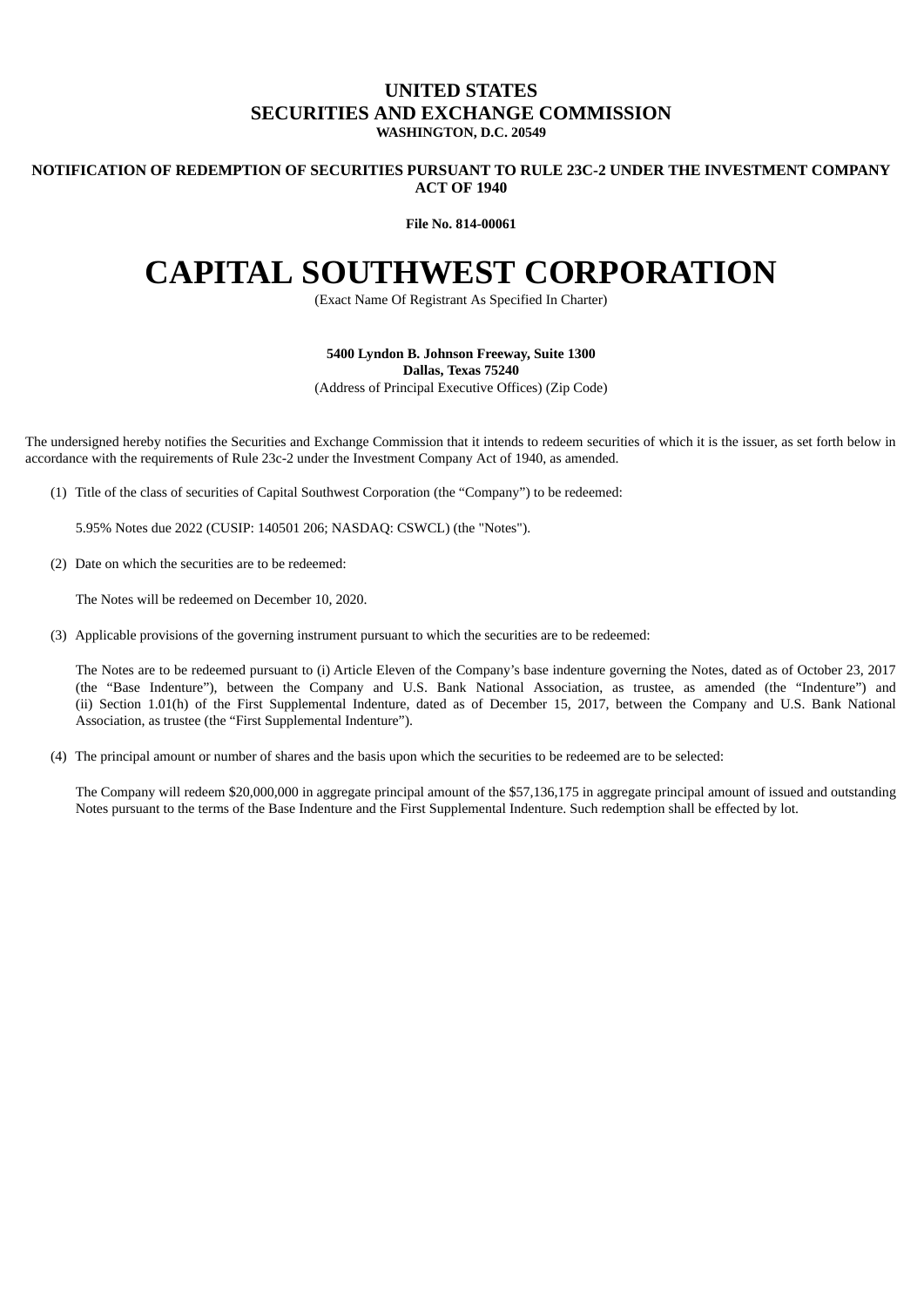**UNITED STATES**
**SECURITIES AND EXCHANGE COMMISSION**
**WASHINGTON, D.C. 20549**

**NOTIFICATION OF REDEMPTION OF SECURITIES PURSUANT TO RULE 23C-2 UNDER THE INVESTMENT COMPANY ACT OF 1940**

**File No. 814-00061**

# CAPITAL SOUTHWEST CORPORATION

(Exact Name Of Registrant As Specified In Charter)

**5400 Lyndon B. Johnson Freeway, Suite 1300**
**Dallas, Texas 75240**
(Address of Principal Executive Offices) (Zip Code)

The undersigned hereby notifies the Securities and Exchange Commission that it intends to redeem securities of which it is the issuer, as set forth below in accordance with the requirements of Rule 23c-2 under the Investment Company Act of 1940, as amended.

(1) Title of the class of securities of Capital Southwest Corporation (the "Company") to be redeemed:

5.95% Notes due 2022 (CUSIP: 140501 206; NASDAQ: CSWCL) (the "Notes").

(2) Date on which the securities are to be redeemed:

The Notes will be redeemed on December 10, 2020.

(3) Applicable provisions of the governing instrument pursuant to which the securities are to be redeemed:

The Notes are to be redeemed pursuant to (i) Article Eleven of the Company's base indenture governing the Notes, dated as of October 23, 2017 (the "Base Indenture"), between the Company and U.S. Bank National Association, as trustee, as amended (the "Indenture") and (ii) Section 1.01(h) of the First Supplemental Indenture, dated as of December 15, 2017, between the Company and U.S. Bank National Association, as trustee (the "First Supplemental Indenture").

(4) The principal amount or number of shares and the basis upon which the securities to be redeemed are to be selected:

The Company will redeem $20,000,000 in aggregate principal amount of the $57,136,175 in aggregate principal amount of issued and outstanding Notes pursuant to the terms of the Base Indenture and the First Supplemental Indenture. Such redemption shall be effected by lot.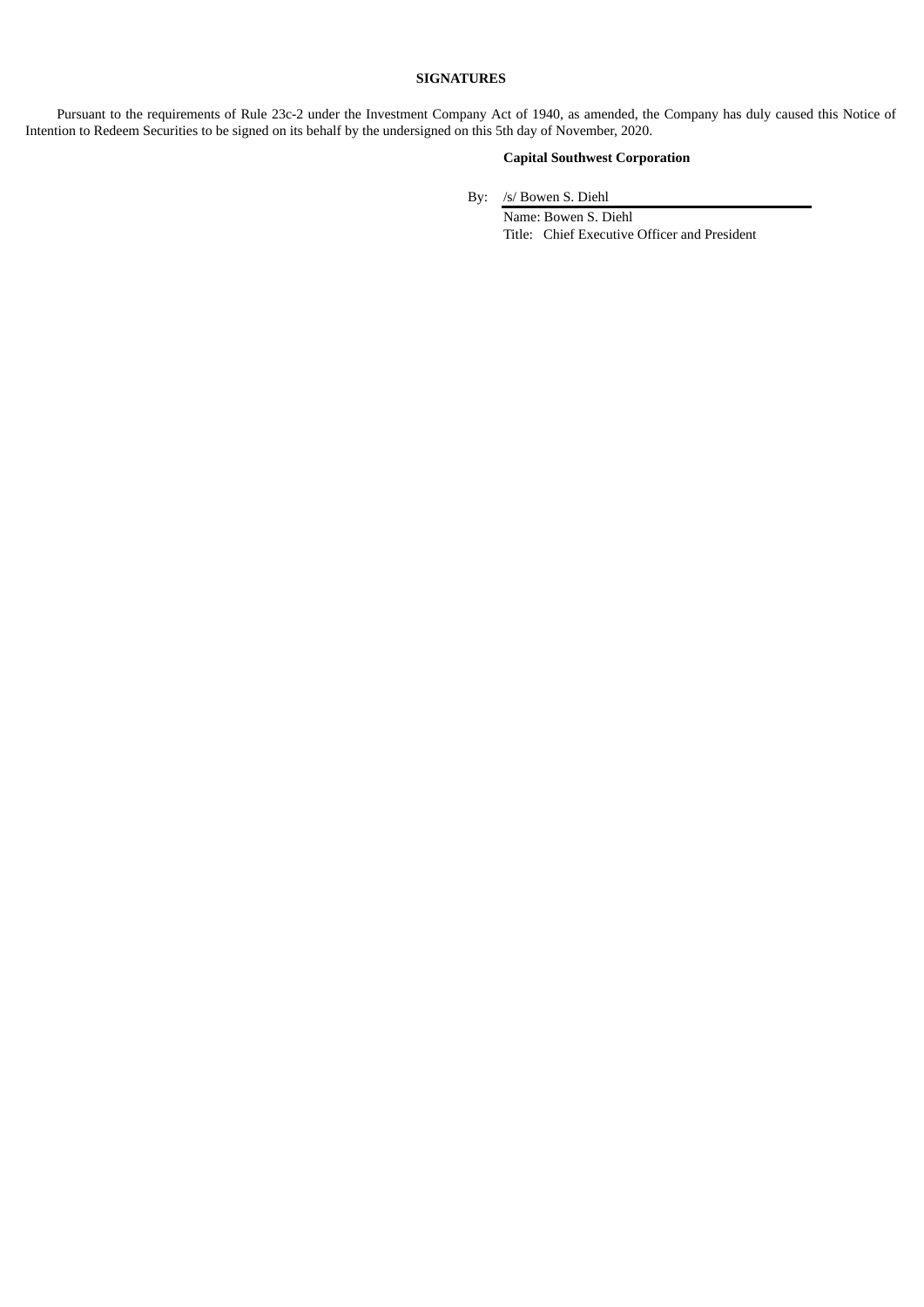**SIGNATURES**

Pursuant to the requirements of Rule 23c-2 under the Investment Company Act of 1940, as amended, the Company has duly caused this Notice of Intention to Redeem Securities to be signed on its behalf by the undersigned on this 5th day of November, 2020.

**Capital Southwest Corporation**

By: /s/ Bowen S. Diehl

Name: Bowen S. Diehl

Title: Chief Executive Officer and President